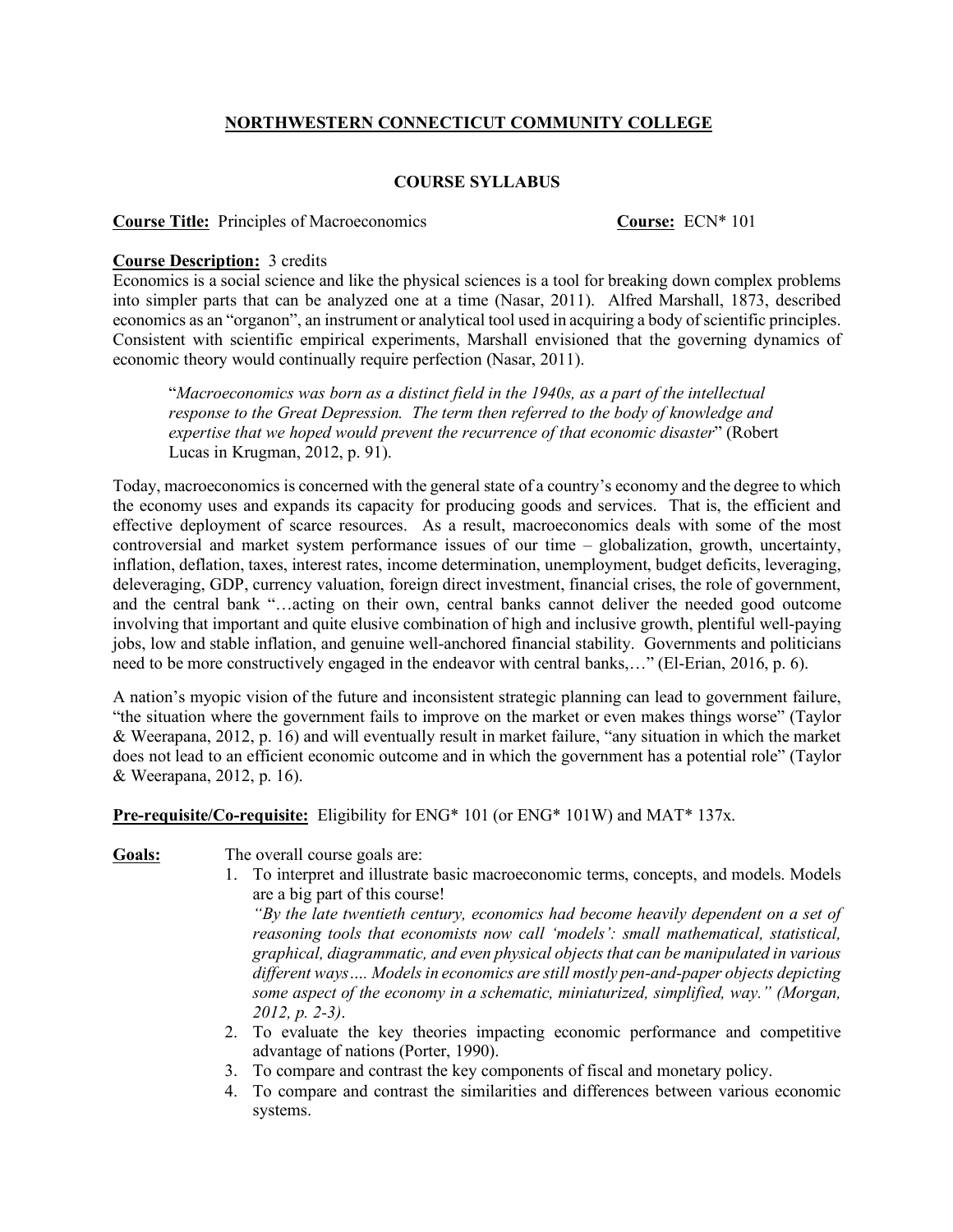# NORTHWESTERN CONNECTICUT COMMUNITY COLLEGE

## COURSE SYLLABUS

**Course Title:** Principles of Macroeconomics **Course:** ECN* 101

**Course Description:** 3 credits

Economics is a social science and like the physical sciences is a tool for breaking down complex problems into simpler parts that can be analyzed one at a time (Nasar, 2011). Alfred Marshall, 1873, described economics as an "organon", an instrument or analytical tool used in acquiring a body of scientific principles. Consistent with scientific empirical experiments, Marshall envisioned that the governing dynamics of economic theory would continually require perfection (Nasar, 2011).

> "*Macroeconomics was born as a distinct field in the 1940s, as a part of the intellectual response to the Great Depression. The term then referred to the body of knowledge and expertise that we hoped would prevent the recurrence of that economic disaster*" (Robert Lucas in Krugman, 2012, p. 91).

Today, macroeconomics is concerned with the general state of a country's economy and the degree to which the economy uses and expands its capacity for producing goods and services. That is, the efficient and effective deployment of scarce resources. As a result, macroeconomics deals with some of the most controversial and market system performance issues of our time – globalization, growth, uncertainty, inflation, deflation, taxes, interest rates, income determination, unemployment, budget deficits, leveraging, deleveraging, GDP, currency valuation, foreign direct investment, financial crises, the role of government, and the central bank "…acting on their own, central banks cannot deliver the needed good outcome involving that important and quite elusive combination of high and inclusive growth, plentiful well-paying jobs, low and stable inflation, and genuine well-anchored financial stability. Governments and politicians need to be more constructively engaged in the endeavor with central banks,…" (El-Erian, 2016, p. 6).

A nation's myopic vision of the future and inconsistent strategic planning can lead to government failure, "the situation where the government fails to improve on the market or even makes things worse" (Taylor & Weerapana, 2012, p. 16) and will eventually result in market failure, "any situation in which the market does not lead to an efficient economic outcome and in which the government has a potential role" (Taylor & Weerapana, 2012, p. 16).

**Pre-requisite/Co-requisite:** Eligibility for ENG* 101 (or ENG* 101W) and MAT* 137x.

**Goals:** The overall course goals are:

1. To interpret and illustrate basic macroeconomic terms, concepts, and models. Models are a big part of this course!
   *"By the late twentieth century, economics had become heavily dependent on a set of reasoning tools that economists now call 'models': small mathematical, statistical, graphical, diagrammatic, and even physical objects that can be manipulated in various different ways…. Models in economics are still mostly pen-and-paper objects depicting some aspect of the economy in a schematic, miniaturized, simplified, way." (Morgan, 2012, p. 2-3).*
2. To evaluate the key theories impacting economic performance and competitive advantage of nations (Porter, 1990).
3. To compare and contrast the key components of fiscal and monetary policy.
4. To compare and contrast the similarities and differences between various economic systems.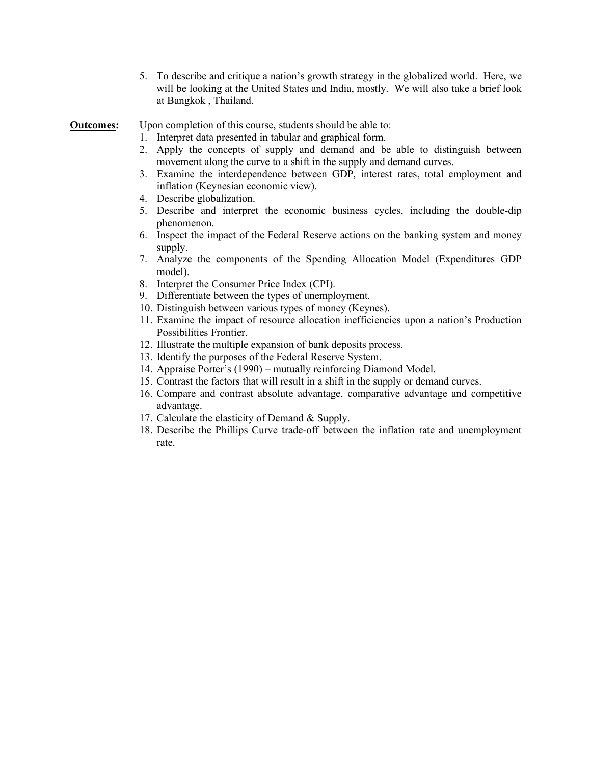5. To describe and critique a nation's growth strategy in the globalized world. Here, we will be looking at the United States and India, mostly. We will also take a brief look at Bangkok , Thailand.

**Outcomes:** Upon completion of this course, students should be able to:

1. Interpret data presented in tabular and graphical form.
2. Apply the concepts of supply and demand and be able to distinguish between movement along the curve to a shift in the supply and demand curves.
3. Examine the interdependence between GDP, interest rates, total employment and inflation (Keynesian economic view).
4. Describe globalization.
5. Describe and interpret the economic business cycles, including the double-dip phenomenon.
6. Inspect the impact of the Federal Reserve actions on the banking system and money supply.
7. Analyze the components of the Spending Allocation Model (Expenditures GDP model).
8. Interpret the Consumer Price Index (CPI).
9. Differentiate between the types of unemployment.
10. Distinguish between various types of money (Keynes).
11. Examine the impact of resource allocation inefficiencies upon a nation's Production Possibilities Frontier.
12. Illustrate the multiple expansion of bank deposits process.
13. Identify the purposes of the Federal Reserve System.
14. Appraise Porter's (1990) – mutually reinforcing Diamond Model.
15. Contrast the factors that will result in a shift in the supply or demand curves.
16. Compare and contrast absolute advantage, comparative advantage and competitive advantage.
17. Calculate the elasticity of Demand & Supply.
18. Describe the Phillips Curve trade-off between the inflation rate and unemployment rate.